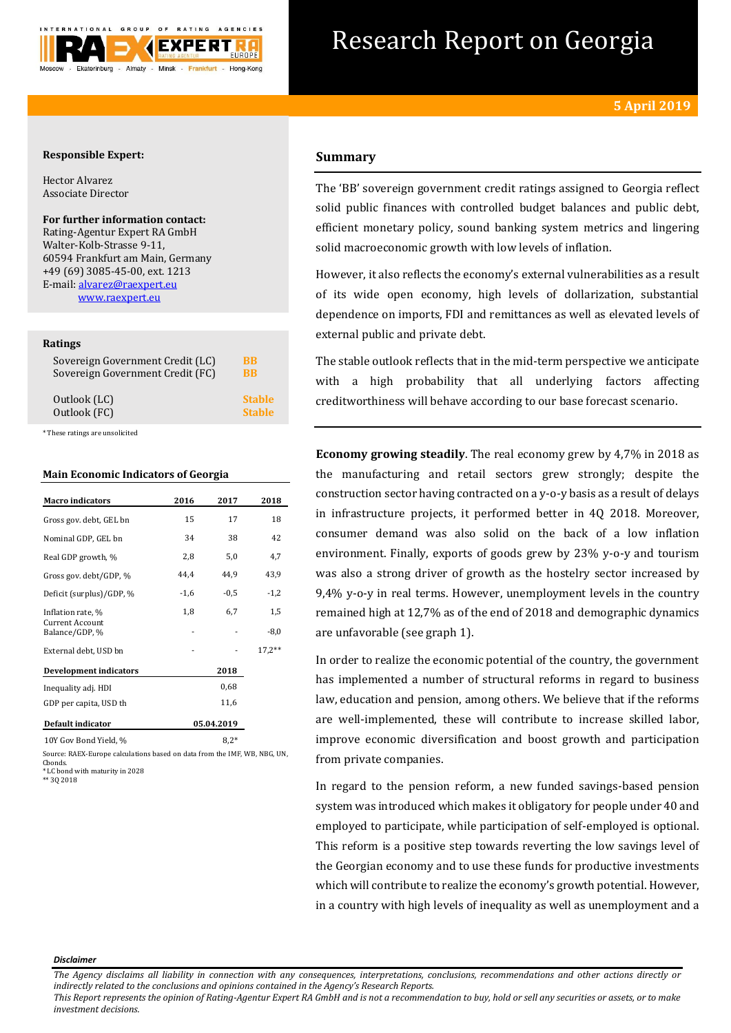# Research Report on Georgia

**5 April 2019**

**Responsible Expert:**

Hector Alvarez
Associate Director

**For further information contact:**
Rating-Agentur Expert RA GmbH
Walter-Kolb-Strasse 9-11,
60594 Frankfurt am Main, Germany
+49 (69) 3085-45-00, ext. 1213
E-mail: alvarez@raexpert.eu
www.raexpert.eu

**Ratings**

| | |
|---|---|
| Sovereign Government Credit (LC) | BB |
| Sovereign Government Credit (FC) | BB |
| Outlook (LC) | Stable |
| Outlook (FC) | Stable |

*These ratings are unsolicited

**Main Economic Indicators of Georgia**

| Macro indicators | 2016 | 2017 | 2018 |
|---|---|---|---|
| Gross gov. debt, GEL bn | 15 | 17 | 18 |
| Nominal GDP, GEL bn | 34 | 38 | 42 |
| Real GDP growth, % | 2,8 | 5,0 | 4,7 |
| Gross gov. debt/GDP, % | 44,4 | 44,9 | 43,9 |
| Deficit (surplus)/GDP, % | -1,6 | -0,5 | -1,2 |
| Inflation rate, % | 1,8 | 6,7 | 1,5 |
| Current Account Balance/GDP, % | - | - | -8,0 |
| External debt, USD bn | - | - | 17,2** |
| **Development indicators** | | **2018** | |
| Inequality adj. HDI | | 0,68 | |
| GDP per capita, USD th | | 11,6 | |
| **Default indicator** | | **05.04.2019** | |
| 10Y Gov Bond Yield, % | | 8,2* | |

Source: RAEX-Europe calculations based on data from the IMF, WB, NBG, UN, Cbonds.
*LC bond with maturity in 2028
** 3Q 2018

## Summary

The 'BB' sovereign government credit ratings assigned to Georgia reflect solid public finances with controlled budget balances and public debt, efficient monetary policy, sound banking system metrics and lingering solid macroeconomic growth with low levels of inflation.

However, it also reflects the economy's external vulnerabilities as a result of its wide open economy, high levels of dollarization, substantial dependence on imports, FDI and remittances as well as elevated levels of external public and private debt.

The stable outlook reflects that in the mid-term perspective we anticipate with a high probability that all underlying factors affecting creditworthiness will behave according to our base forecast scenario.

**Economy growing steadily**. The real economy grew by 4,7% in 2018 as the manufacturing and retail sectors grew strongly; despite the construction sector having contracted on a y-o-y basis as a result of delays in infrastructure projects, it performed better in 4Q 2018. Moreover, consumer demand was also solid on the back of a low inflation environment. Finally, exports of goods grew by 23% y-o-y and tourism was also a strong driver of growth as the hostelry sector increased by 9,4% y-o-y in real terms. However, unemployment levels in the country remained high at 12,7% as of the end of 2018 and demographic dynamics are unfavorable (see graph 1).

In order to realize the economic potential of the country, the government has implemented a number of structural reforms in regard to business law, education and pension, among others. We believe that if the reforms are well-implemented, these will contribute to increase skilled labor, improve economic diversification and boost growth and participation from private companies.

In regard to the pension reform, a new funded savings-based pension system was introduced which makes it obligatory for people under 40 and employed to participate, while participation of self-employed is optional. This reform is a positive step towards reverting the low savings level of the Georgian economy and to use these funds for productive investments which will contribute to realize the economy's growth potential. However, in a country with high levels of inequality as well as unemployment and a

*Disclaimer*

*The Agency disclaims all liability in connection with any consequences, interpretations, conclusions, recommendations and other actions directly or indirectly related to the conclusions and opinions contained in the Agency's Research Reports.*
*This Report represents the opinion of Rating-Agentur Expert RA GmbH and is not a recommendation to buy, hold or sell any securities or assets, or to make investment decisions.*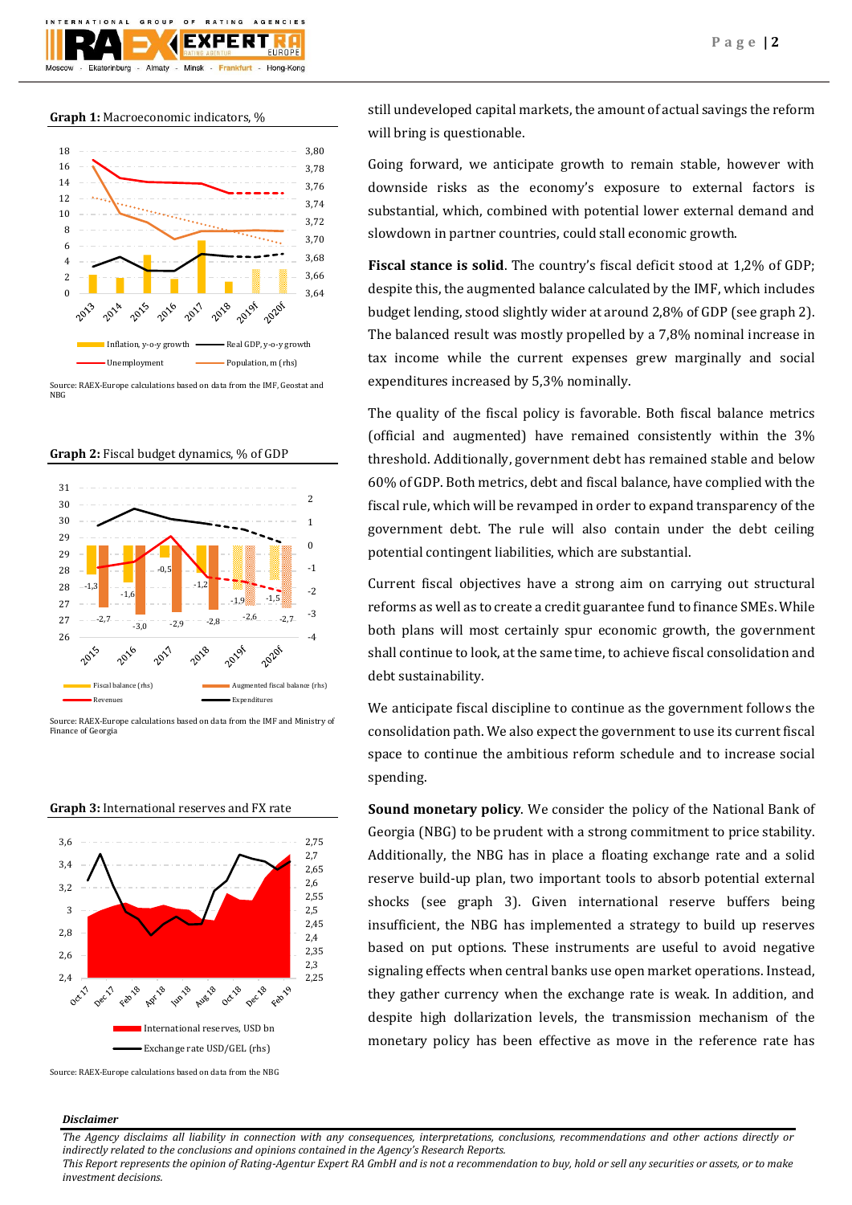**Graph 1:** Macroeconomic indicators, %

Source: RAEX-Europe calculations based on data from the IMF, Geostat and NBG

**Graph 2:** Fiscal budget dynamics, % of GDP

Source: RAEX-Europe calculations based on data from the IMF and Ministry of Finance of Georgia

**Graph 3:** International reserves and FX rate

Source: RAEX-Europe calculations based on data from the NBG

still undeveloped capital markets, the amount of actual savings the reform will bring is questionable.

Going forward, we anticipate growth to remain stable, however with downside risks as the economy's exposure to external factors is substantial, which, combined with potential lower external demand and slowdown in partner countries, could stall economic growth.

**Fiscal stance is solid**. The country's fiscal deficit stood at 1,2% of GDP; despite this, the augmented balance calculated by the IMF, which includes budget lending, stood slightly wider at around 2,8% of GDP (see graph 2). The balanced result was mostly propelled by a 7,8% nominal increase in tax income while the current expenses grew marginally and social expenditures increased by 5,3% nominally.

The quality of the fiscal policy is favorable. Both fiscal balance metrics (official and augmented) have remained consistently within the 3% threshold. Additionally, government debt has remained stable and below 60% of GDP. Both metrics, debt and fiscal balance, have complied with the fiscal rule, which will be revamped in order to expand transparency of the government debt. The rule will also contain under the debt ceiling potential contingent liabilities, which are substantial.

Current fiscal objectives have a strong aim on carrying out structural reforms as well as to create a credit guarantee fund to finance SMEs. While both plans will most certainly spur economic growth, the government shall continue to look, at the same time, to achieve fiscal consolidation and debt sustainability.

We anticipate fiscal discipline to continue as the government follows the consolidation path. We also expect the government to use its current fiscal space to continue the ambitious reform schedule and to increase social spending.

**Sound monetary policy**. We consider the policy of the National Bank of Georgia (NBG) to be prudent with a strong commitment to price stability. Additionally, the NBG has in place a floating exchange rate and a solid reserve build-up plan, two important tools to absorb potential external shocks (see graph 3). Given international reserve buffers being insufficient, the NBG has implemented a strategy to build up reserves based on put options. These instruments are useful to avoid negative signaling effects when central banks use open market operations. Instead, they gather currency when the exchange rate is weak. In addition, and despite high dollarization levels, the transmission mechanism of the monetary policy has been effective as move in the reference rate has

***Disclaimer***

*The Agency disclaims all liability in connection with any consequences, interpretations, conclusions, recommendations and other actions directly or indirectly related to the conclusions and opinions contained in the Agency's Research Reports.*
*This Report represents the opinion of Rating-Agentur Expert RA GmbH and is not a recommendation to buy, hold or sell any securities or assets, or to make investment decisions.*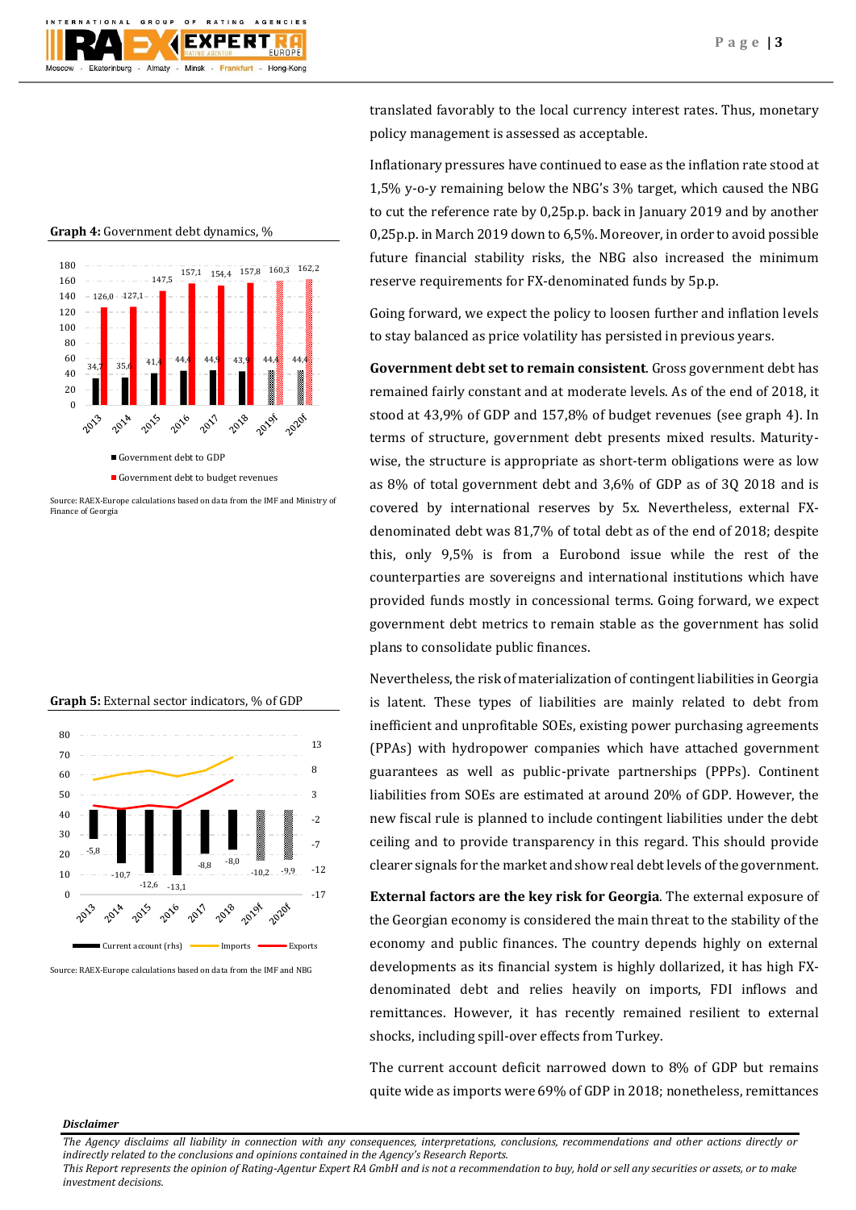**Graph 4:** Government debt dynamics, %

| | 2013 | 2014 | 2015 | 2016 | 2017 | 2018 | 2019f | 2020f |
|---|---|---|---|---|---|---|---|---|
| Government debt to GDP | 34,7 | 35,6 | 41,4 | 44,4 | 44,9 | 43,9 | 44,4 | 44,4 |
| Government debt to budget revenues | 126,0 | 127,1 | 147,5 | 157,1 | 154,4 | 157,8 | 160,3 | 162,2 |

Source: RAEX-Europe calculations based on data from the IMF and Ministry of Finance of Georgia

**Graph 5:** External sector indicators, % of GDP

| | 2013 | 2014 | 2015 | 2016 | 2017 | 2018 | 2019f | 2020f |
|---|---|---|---|---|---|---|---|---|
| Current account (rhs) | -5,8 | -10,7 | -12,6 | -13,1 | -8,8 | -8,0 | -10,2 | -9,9 |

Legend: Current account (rhs), Imports, Exports

Source: RAEX-Europe calculations based on data from the IMF and NBG

translated favorably to the local currency interest rates. Thus, monetary policy management is assessed as acceptable.

Inflationary pressures have continued to ease as the inflation rate stood at 1,5% y-o-y remaining below the NBG's 3% target, which caused the NBG to cut the reference rate by 0,25p.p. back in January 2019 and by another 0,25p.p. in March 2019 down to 6,5%. Moreover, in order to avoid possible future financial stability risks, the NBG also increased the minimum reserve requirements for FX-denominated funds by 5p.p.

Going forward, we expect the policy to loosen further and inflation levels to stay balanced as price volatility has persisted in previous years.

**Government debt set to remain consistent**. Gross government debt has remained fairly constant and at moderate levels. As of the end of 2018, it stood at 43,9% of GDP and 157,8% of budget revenues (see graph 4). In terms of structure, government debt presents mixed results. Maturity-wise, the structure is appropriate as short-term obligations were as low as 8% of total government debt and 3,6% of GDP as of 3Q 2018 and is covered by international reserves by 5x. Nevertheless, external FX-denominated debt was 81,7% of total debt as of the end of 2018; despite this, only 9,5% is from a Eurobond issue while the rest of the counterparties are sovereigns and international institutions which have provided funds mostly in concessional terms. Going forward, we expect government debt metrics to remain stable as the government has solid plans to consolidate public finances.

Nevertheless, the risk of materialization of contingent liabilities in Georgia is latent. These types of liabilities are mainly related to debt from inefficient and unprofitable SOEs, existing power purchasing agreements (PPAs) with hydropower companies which have attached government guarantees as well as public-private partnerships (PPPs). Continent liabilities from SOEs are estimated at around 20% of GDP. However, the new fiscal rule is planned to include contingent liabilities under the debt ceiling and to provide transparency in this regard. This should provide clearer signals for the market and show real debt levels of the government.

**External factors are the key risk for Georgia**. The external exposure of the Georgian economy is considered the main threat to the stability of the economy and public finances. The country depends highly on external developments as its financial system is highly dollarized, it has high FX-denominated debt and relies heavily on imports, FDI inflows and remittances. However, it has recently remained resilient to external shocks, including spill-over effects from Turkey.

The current account deficit narrowed down to 8% of GDP but remains quite wide as imports were 69% of GDP in 2018; nonetheless, remittances

*Disclaimer*

*The Agency disclaims all liability in connection with any consequences, interpretations, conclusions, recommendations and other actions directly or indirectly related to the conclusions and opinions contained in the Agency's Research Reports.*
*This Report represents the opinion of Rating-Agentur Expert RA GmbH and is not a recommendation to buy, hold or sell any securities or assets, or to make investment decisions.*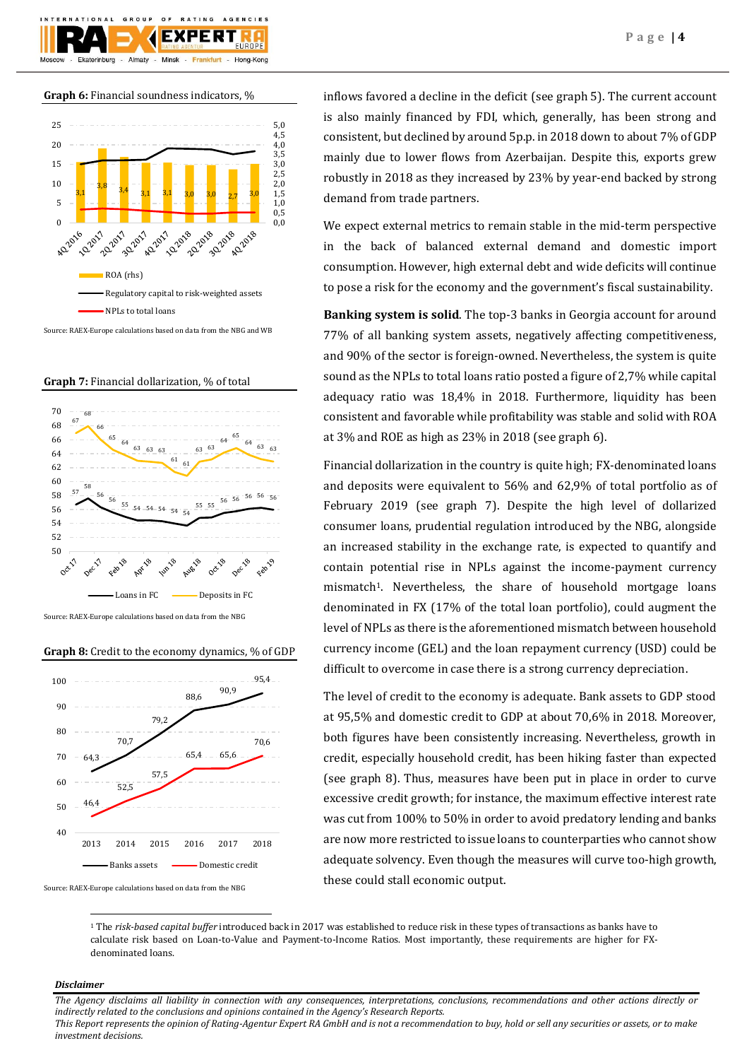**Graph 6:** Financial soundness indicators, %

| | 4Q 2016 | 1Q 2017 | 2Q 2017 | 3Q 2017 | 4Q 2017 | 1Q 2018 | 2Q 2018 | 3Q 2018 | 4Q 2018 |
|---|---|---|---|---|---|---|---|---|---|
| ROA (rhs) | 3,1 | 3,8 | 3,4 | 3,1 | 3,1 | 3,0 | 3,0 | 2,7 | 3,0 |

Lines: Regulatory capital to risk-weighted assets; NPLs to total loans

Source: RAEX-Europe calculations based on data from the NBG and WB

**Graph 7:** Financial dollarization, % of total

| | Oct 17 | Dec 17 | Feb 18 | Apr 18 | Jun 18 | Aug 18 | Oct 18 | Dec 18 | Feb 19 |
|---|---|---|---|---|---|---|---|---|---|
| Loans in FC | 57, 58 | 56 | 55 | 54, 54 | 54, 54 | 55, 55 | 56, 56 | 56, 56 | 56 |
| Deposits in FC | 67, 68 | 66, 65 | 64 | 63, 63 | 63, 61 | 61, 63 | 63, 64 | 65, 64 | 63, 63 |

Source: RAEX-Europe calculations based on data from the NBG

**Graph 8:** Credit to the economy dynamics, % of GDP

| | 2013 | 2014 | 2015 | 2016 | 2017 | 2018 |
|---|---|---|---|---|---|---|
| Banks assets | 64,3 | 70,7 | 79,2 | 88,6 | 90,9 | 95,4 |
| Domestic credit | 46,4 | 52,5 | 57,5 | 65,4 | 65,6 | 70,6 |

Source: RAEX-Europe calculations based on data from the NBG

inflows favored a decline in the deficit (see graph 5). The current account is also mainly financed by FDI, which, generally, has been strong and consistent, but declined by around 5p.p. in 2018 down to about 7% of GDP mainly due to lower flows from Azerbaijan. Despite this, exports grew robustly in 2018 as they increased by 23% by year-end backed by strong demand from trade partners.

We expect external metrics to remain stable in the mid-term perspective in the back of balanced external demand and domestic import consumption. However, high external debt and wide deficits will continue to pose a risk for the economy and the government's fiscal sustainability.

**Banking system is solid**. The top-3 banks in Georgia account for around 77% of all banking system assets, negatively affecting competitiveness, and 90% of the sector is foreign-owned. Nevertheless, the system is quite sound as the NPLs to total loans ratio posted a figure of 2,7% while capital adequacy ratio was 18,4% in 2018. Furthermore, liquidity has been consistent and favorable while profitability was stable and solid with ROA at 3% and ROE as high as 23% in 2018 (see graph 6).

Financial dollarization in the country is quite high; FX-denominated loans and deposits were equivalent to 56% and 62,9% of total portfolio as of February 2019 (see graph 7). Despite the high level of dollarized consumer loans, prudential regulation introduced by the NBG, alongside an increased stability in the exchange rate, is expected to quantify and contain potential rise in NPLs against the income-payment currency mismatch[1]. Nevertheless, the share of household mortgage loans denominated in FX (17% of the total loan portfolio), could augment the level of NPLs as there is the aforementioned mismatch between household currency income (GEL) and the loan repayment currency (USD) could be difficult to overcome in case there is a strong currency depreciation.

The level of credit to the economy is adequate. Bank assets to GDP stood at 95,5% and domestic credit to GDP at about 70,6% in 2018. Moreover, both figures have been consistently increasing. Nevertheless, growth in credit, especially household credit, has been hiking faster than expected (see graph 8). Thus, measures have been put in place in order to curve excessive credit growth; for instance, the maximum effective interest rate was cut from 100% to 50% in order to avoid predatory lending and banks are now more restricted to issue loans to counterparties who cannot show adequate solvency. Even though the measures will curve too-high growth, these could stall economic output.

---

[1] The *risk-based capital buffer* introduced back in 2017 was established to reduce risk in these types of transactions as banks have to calculate risk based on Loan-to-Value and Payment-to-Income Ratios. Most importantly, these requirements are higher for FX-denominated loans.

***Disclaimer***

*The Agency disclaims all liability in connection with any consequences, interpretations, conclusions, recommendations and other actions directly or indirectly related to the conclusions and opinions contained in the Agency's Research Reports.*
*This Report represents the opinion of Rating-Agentur Expert RA GmbH and is not a recommendation to buy, hold or sell any securities or assets, or to make investment decisions.*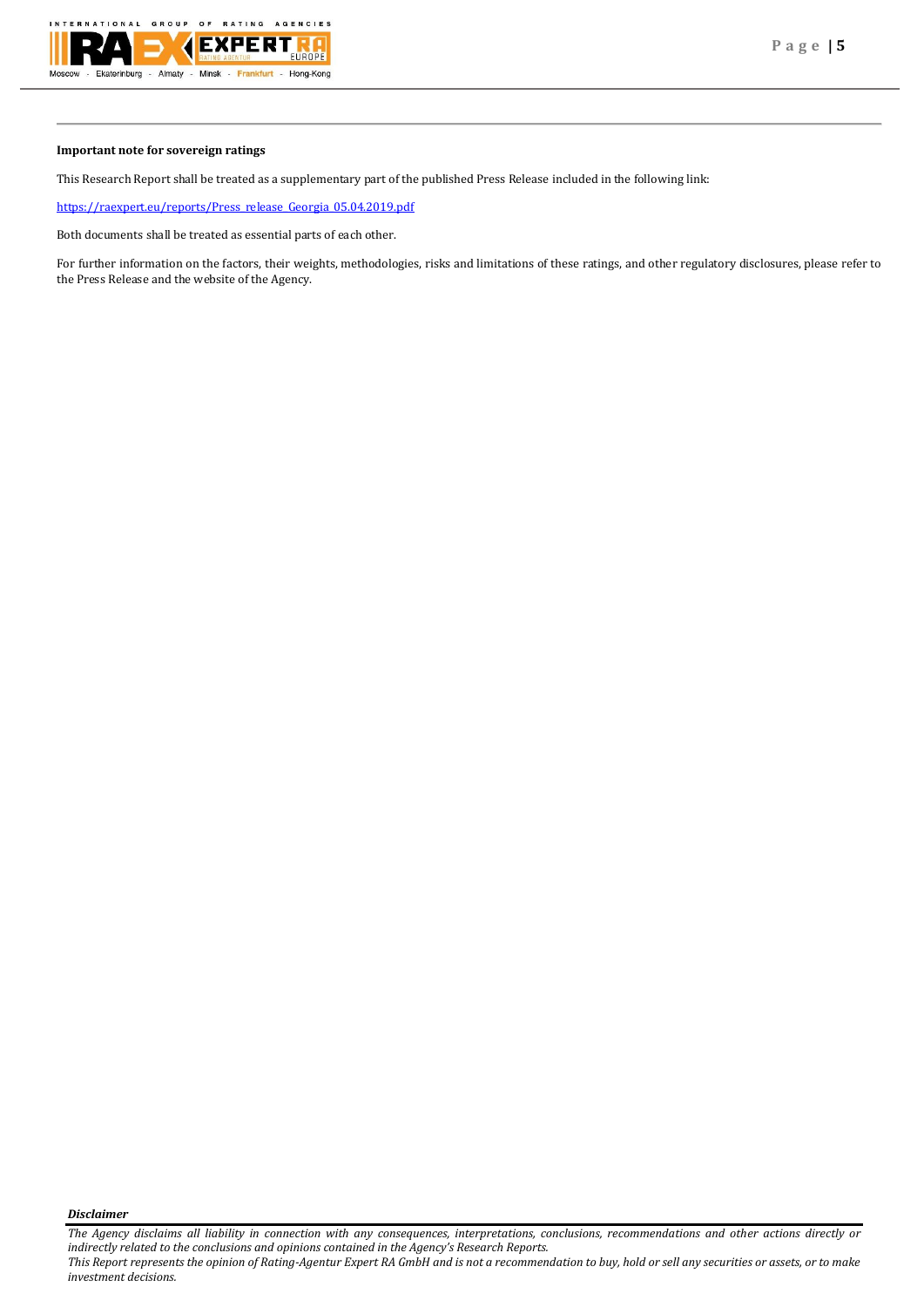**Important note for sovereign ratings**

This Research Report shall be treated as a supplementary part of the published Press Release included in the following link:

[https://raexpert.eu/reports/Press_release_Georgia_05.04.2019.pdf](https://raexpert.eu/reports/Press_release_Georgia_05.04.2019.pdf)

Both documents shall be treated as essential parts of each other.

For further information on the factors, their weights, methodologies, risks and limitations of these ratings, and other regulatory disclosures, please refer to the Press Release and the website of the Agency.

***Disclaimer***

*The Agency disclaims all liability in connection with any consequences, interpretations, conclusions, recommendations and other actions directly or indirectly related to the conclusions and opinions contained in the Agency's Research Reports.*

*This Report represents the opinion of Rating-Agentur Expert RA GmbH and is not a recommendation to buy, hold or sell any securities or assets, or to make investment decisions.*